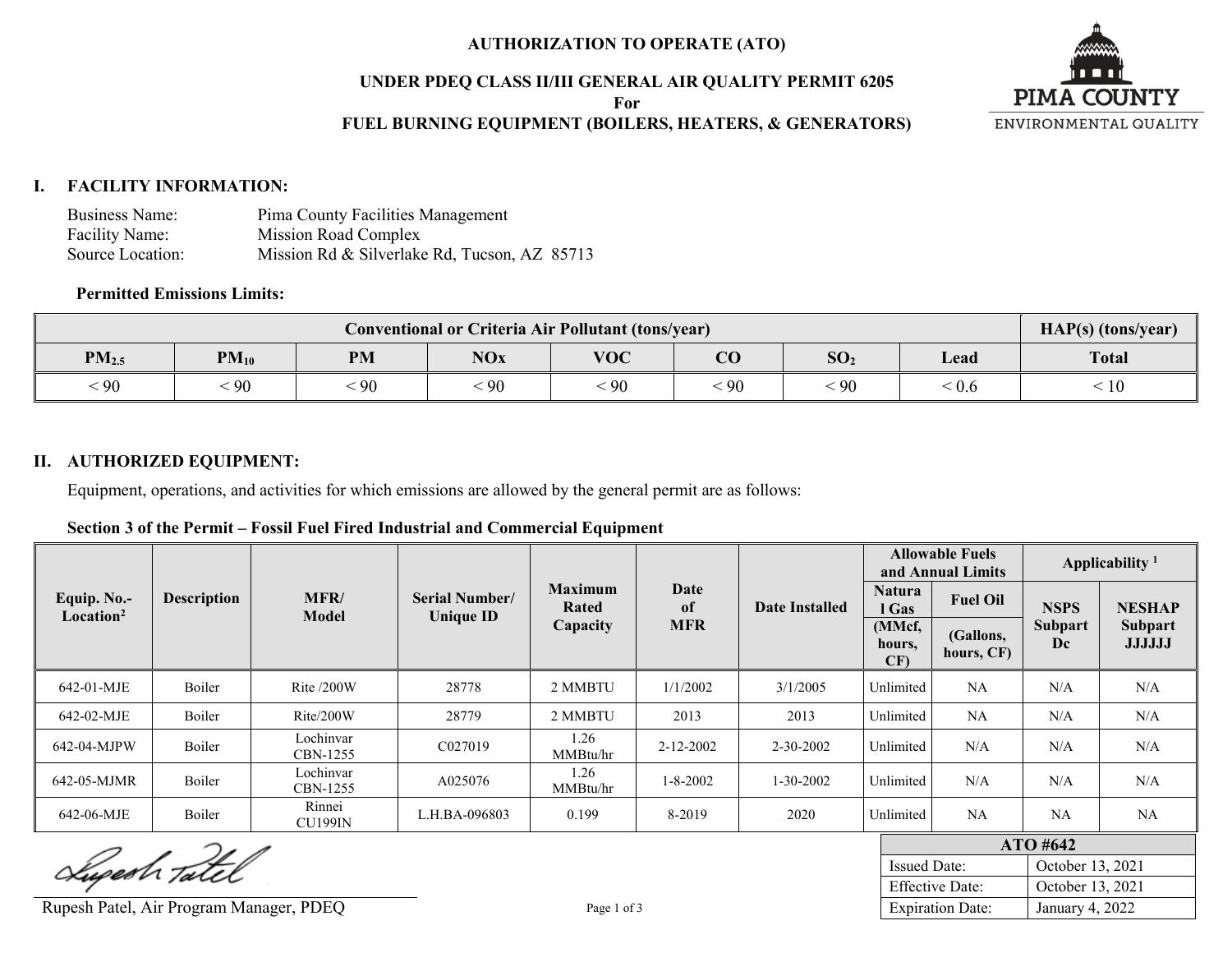**AUTHORIZATION TO OPERATE (ATO)**

**UNDER PDEQ CLASS II/III GENERAL AIR QUALITY PERMIT 6205**
**For**
**FUEL BURNING EQUIPMENT (BOILERS, HEATERS, & GENERATORS)**

PIMA COUNTY
ENVIRONMENTAL QUALITY

## I. FACILITY INFORMATION:

Business Name: Pima County Facilities Management
Facility Name: Mission Road Complex
Source Location: Mission Rd & Silverlake Rd, Tucson, AZ 85713

**Permitted Emissions Limits:**

| Conventional or Criteria Air Pollutant (tons/year) | | | | | | | | HAP(s) (tons/year) |
|---|---|---|---|---|---|---|---|---|
| $PM_{2.5}$ | $PM_{10}$ | PM | NOx | VOC | CO | $SO_2$ | Lead | Total |
| < 90 | < 90 | < 90 | < 90 | < 90 | < 90 | < 90 | < 0.6 | < 10 |

## II. AUTHORIZED EQUIPMENT:

Equipment, operations, and activities for which emissions are allowed by the general permit are as follows:

**Section 3 of the Permit – Fossil Fuel Fired Industrial and Commercial Equipment**

| Equip. No.- Location[2] | Description | MFR/ Model | Serial Number/ Unique ID | Maximum Rated Capacity | Date of MFR | Date Installed | Allowable Fuels and Annual Limits | | Applicability [1] | |
|---|---|---|---|---|---|---|---|---|---|---|
| | | | | | | | Natural Gas (MMcf, hours, CF) | Fuel Oil (Gallons, hours, CF) | NSPS Subpart Dc | NESHAP Subpart JJJJJJ |
| 642-01-MJE | Boiler | Rite /200W | 28778 | 2 MMBTU | 1/1/2002 | 3/1/2005 | Unlimited | NA | N/A | N/A |
| 642-02-MJE | Boiler | Rite/200W | 28779 | 2 MMBTU | 2013 | 2013 | Unlimited | NA | N/A | N/A |
| 642-04-MJPW | Boiler | Lochinvar CBN-1255 | C027019 | 1.26 MMBtu/hr | 2-12-2002 | 2-30-2002 | Unlimited | N/A | N/A | N/A |
| 642-05-MJMR | Boiler | Lochinvar CBN-1255 | A025076 | 1.26 MMBtu/hr | 1-8-2002 | 1-30-2002 | Unlimited | N/A | N/A | N/A |
| 642-06-MJE | Boiler | Rinnei CU199IN | L.H.BA-096803 | 0.199 | 8-2019 | 2020 | Unlimited | NA | NA | NA |

Rupesh Patel, Air Program Manager, PDEQ

| ATO #642 | |
|---|---|
| Issued Date: | October 13, 2021 |
| Effective Date: | October 13, 2021 |
| Expiration Date: | January 4, 2022 |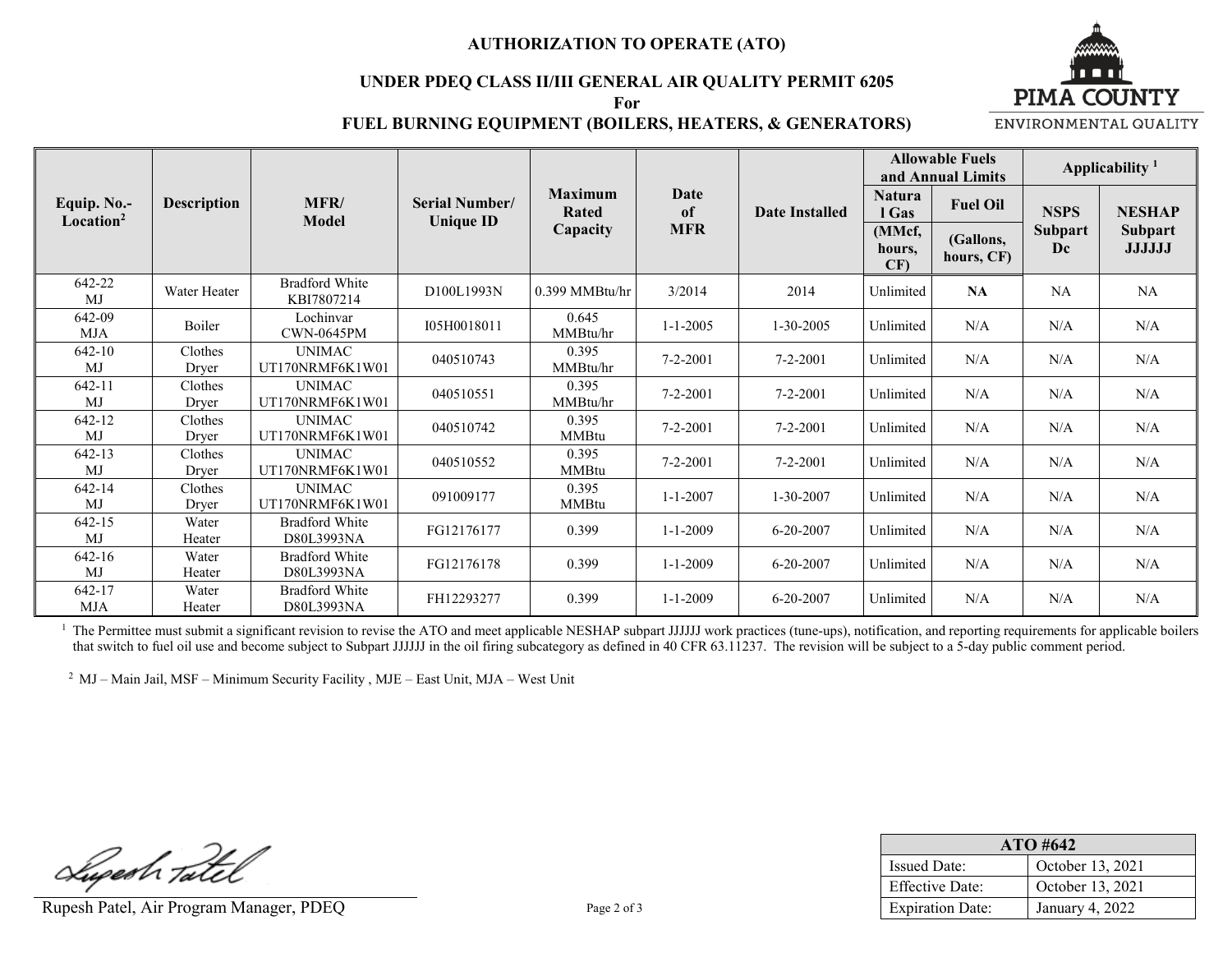# AUTHORIZATION TO OPERATE (ATO)

## UNDER PDEQ CLASS II/III GENERAL AIR QUALITY PERMIT 6205

**For**

## FUEL BURNING EQUIPMENT (BOILERS, HEATERS, & GENERATORS)

PIMA COUNTY ENVIRONMENTAL QUALITY

| Equip. No.- Location[2] | Description | MFR/ Model | Serial Number/ Unique ID | Maximum Rated Capacity | Date of MFR | Date Installed | Allowable Fuels and Annual Limits | | Applicability [1] | |
|---|---|---|---|---|---|---|---|---|---|---|
| | | | | | | | Natural Gas (MMcf, hours, CF) | Fuel Oil (Gallons, hours, CF) | NSPS Subpart Dc | NESHAP Subpart JJJJJJ |
| 642-22 MJ | Water Heater | Bradford White KBI7807214 | D100L1993N | 0.399 MMBtu/hr | 3/2014 | 2014 | Unlimited | **NA** | NA | NA |
| 642-09 MJA | Boiler | Lochinvar CWN-0645PM | I05H0018011 | 0.645 MMBtu/hr | 1-1-2005 | 1-30-2005 | Unlimited | N/A | N/A | N/A |
| 642-10 MJ | Clothes Dryer | UNIMAC UT170NRMF6K1W01 | 040510743 | 0.395 MMBtu/hr | 7-2-2001 | 7-2-2001 | Unlimited | N/A | N/A | N/A |
| 642-11 MJ | Clothes Dryer | UNIMAC UT170NRMF6K1W01 | 040510551 | 0.395 MMBtu/hr | 7-2-2001 | 7-2-2001 | Unlimited | N/A | N/A | N/A |
| 642-12 MJ | Clothes Dryer | UNIMAC UT170NRMF6K1W01 | 040510742 | 0.395 MMBtu | 7-2-2001 | 7-2-2001 | Unlimited | N/A | N/A | N/A |
| 642-13 MJ | Clothes Dryer | UNIMAC UT170NRMF6K1W01 | 040510552 | 0.395 MMBtu | 7-2-2001 | 7-2-2001 | Unlimited | N/A | N/A | N/A |
| 642-14 MJ | Clothes Dryer | UNIMAC UT170NRMF6K1W01 | 091009177 | 0.395 MMBtu | 1-1-2007 | 1-30-2007 | Unlimited | N/A | N/A | N/A |
| 642-15 MJ | Water Heater | Bradford White D80L3993NA | FG12176177 | 0.399 | 1-1-2009 | 6-20-2007 | Unlimited | N/A | N/A | N/A |
| 642-16 MJ | Water Heater | Bradford White D80L3993NA | FG12176178 | 0.399 | 1-1-2009 | 6-20-2007 | Unlimited | N/A | N/A | N/A |
| 642-17 MJA | Water Heater | Bradford White D80L3993NA | FH12293277 | 0.399 | 1-1-2009 | 6-20-2007 | Unlimited | N/A | N/A | N/A |

[1] The Permittee must submit a significant revision to revise the ATO and meet applicable NESHAP subpart JJJJJJ work practices (tune-ups), notification, and reporting requirements for applicable boilers that switch to fuel oil use and become subject to Subpart JJJJJJ in the oil firing subcategory as defined in 40 CFR 63.11237. The revision will be subject to a 5-day public comment period.

[2] MJ – Main Jail, MSF – Minimum Security Facility , MJE – East Unit, MJA – West Unit

Rupesh Patel, Air Program Manager, PDEQ

| ATO #642 | |
|---|---|
| Issued Date: | October 13, 2021 |
| Effective Date: | October 13, 2021 |
| Expiration Date: | January 4, 2022 |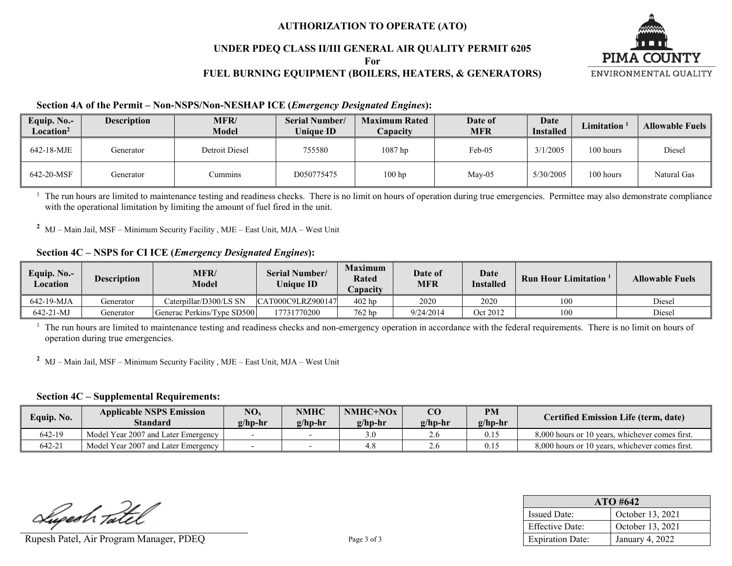**AUTHORIZATION TO OPERATE (ATO)**

**UNDER PDEQ CLASS II/III GENERAL AIR QUALITY PERMIT 6205**
**For**
**FUEL BURNING EQUIPMENT (BOILERS, HEATERS, & GENERATORS)**

PIMA COUNTY
ENVIRONMENTAL QUALITY

### Section 4A of the Permit – Non-NSPS/Non-NESHAP ICE (*Emergency Designated Engines*):

| Equip. No.-Location[2] | Description | MFR/ Model | Serial Number/ Unique ID | Maximum Rated Capacity | Date of MFR | Date Installed | Limitation [1] | Allowable Fuels |
|---|---|---|---|---|---|---|---|---|
| 642-18-MJE | Generator | Detroit Diesel | 755580 | 1087 hp | Feb-05 | 3/1/2005 | 100 hours | Diesel |
| 642-20-MSF | Generator | Cummins | D050775475 | 100 hp | May-05 | 5/30/2005 | 100 hours | Natural Gas |

[1] The run hours are limited to maintenance testing and readiness checks. There is no limit on hours of operation during true emergencies. Permittee may also demonstrate compliance with the operational limitation by limiting the amount of fuel fired in the unit.

[2] MJ – Main Jail, MSF – Minimum Security Facility , MJE – East Unit, MJA – West Unit

### Section 4C – NSPS for CI ICE (*Emergency Designated Engines*):

| Equip. No.-Location | Description | MFR/ Model | Serial Number/ Unique ID | Maximum Rated Capacity | Date of MFR | Date Installed | Run Hour Limitation [1] | Allowable Fuels |
|---|---|---|---|---|---|---|---|---|
| 642-19-MJA | Generator | Caterpillar/D300/LS SN | CAT000C9LRZ900147 | 402 hp | 2020 | 2020 | 100 | Diesel |
| 642-21-MJ | Generator | Generac Perkins/Type SD500 | 17731770200 | 762 hp | 9/24/2014 | Oct 2012 | 100 | Diesel |

[1] The run hours are limited to maintenance testing and readiness checks and non-emergency operation in accordance with the federal requirements. There is no limit on hours of operation during true emergencies.

[2] MJ – Main Jail, MSF – Minimum Security Facility , MJE – East Unit, MJA – West Unit

### Section 4C – Supplemental Requirements:

| Equip. No. | Applicable NSPS Emission Standard | $NO_x$ g/hp-hr | NMHC g/hp-hr | NMHC+NOx g/hp-hr | CO g/hp-hr | PM g/hp-hr | Certified Emission Life (term, date) |
|---|---|---|---|---|---|---|---|
| 642-19 | Model Year 2007 and Later Emergency | - | - | 3.0 | 2.6 | 0.15 | 8,000 hours or 10 years, whichever comes first. |
| 642-21 | Model Year 2007 and Later Emergency | - | - | 4.8 | 2.6 | 0.15 | 8,000 hours or 10 years, whichever comes first. |

Rupesh Patel, Air Program Manager, PDEQ

| ATO #642 | |
|---|---|
| Issued Date: | October 13, 2021 |
| Effective Date: | October 13, 2021 |
| Expiration Date: | January 4, 2022 |